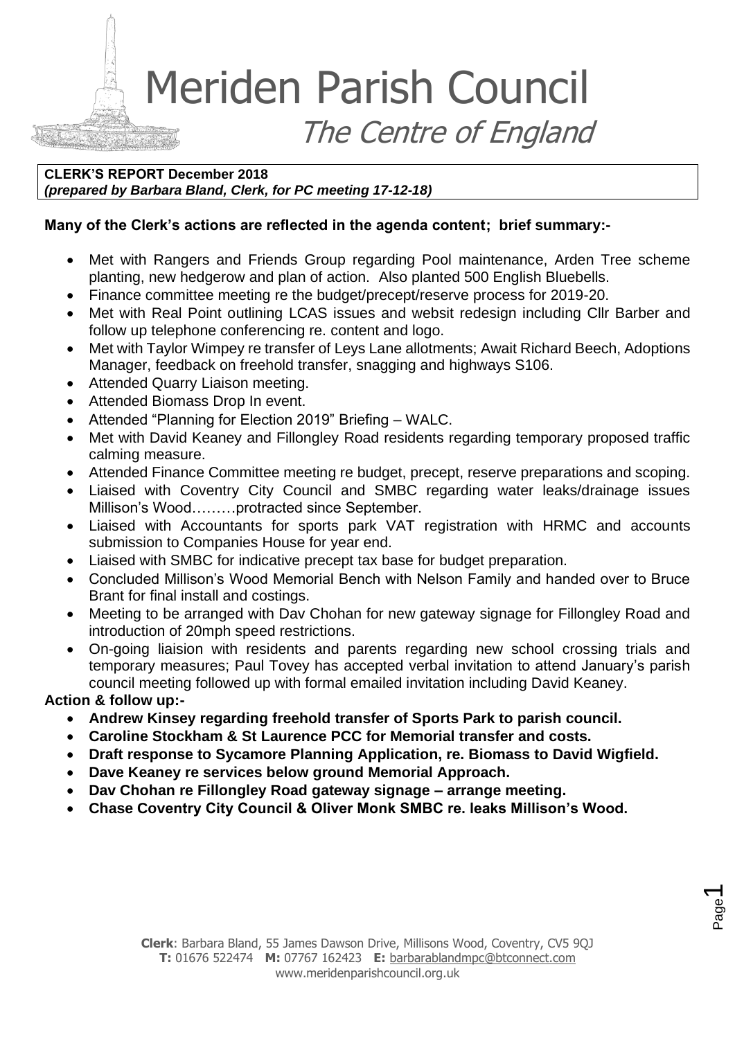# Meriden Parish Council

## The Centre of England

**CLERK'S REPORT December 2018**
***(prepared by Barbara Bland, Clerk, for PC meeting 17-12-18)***

**Many of the Clerk's actions are reflected in the agenda content; brief summary:-**

- Met with Rangers and Friends Group regarding Pool maintenance, Arden Tree scheme planting, new hedgerow and plan of action. Also planted 500 English Bluebells.
- Finance committee meeting re the budget/precept/reserve process for 2019-20.
- Met with Real Point outlining LCAS issues and websit redesign including Cllr Barber and follow up telephone conferencing re. content and logo.
- Met with Taylor Wimpey re transfer of Leys Lane allotments; Await Richard Beech, Adoptions Manager, feedback on freehold transfer, snagging and highways S106.
- Attended Quarry Liaison meeting.
- Attended Biomass Drop In event.
- Attended "Planning for Election 2019" Briefing – WALC.
- Met with David Keaney and Fillongley Road residents regarding temporary proposed traffic calming measure.
- Attended Finance Committee meeting re budget, precept, reserve preparations and scoping.
- Liaised with Coventry City Council and SMBC regarding water leaks/drainage issues Millison's Wood………protracted since September.
- Liaised with Accountants for sports park VAT registration with HRMC and accounts submission to Companies House for year end.
- Liaised with SMBC for indicative precept tax base for budget preparation.
- Concluded Millison's Wood Memorial Bench with Nelson Family and handed over to Bruce Brant for final install and costings.
- Meeting to be arranged with Dav Chohan for new gateway signage for Fillongley Road and introduction of 20mph speed restrictions.
- On-going liaision with residents and parents regarding new school crossing trials and temporary measures; Paul Tovey has accepted verbal invitation to attend January's parish council meeting followed up with formal emailed invitation including David Keaney.

**Action & follow up:-**

- **Andrew Kinsey regarding freehold transfer of Sports Park to parish council.**
- **Caroline Stockham & St Laurence PCC for Memorial transfer and costs.**
- **Draft response to Sycamore Planning Application, re. Biomass to David Wigfield.**
- **Dave Keaney re services below ground Memorial Approach.**
- **Dav Chohan re Fillongley Road gateway signage – arrange meeting.**
- **Chase Coventry City Council & Oliver Monk SMBC re. leaks Millison's Wood.**

**Clerk**: Barbara Bland, 55 James Dawson Drive, Millisons Wood, Coventry, CV5 9QJ
**T:** 01676 522474 **M:** 07767 162423 **E:** barbarablandmpc@btconnect.com
www.meridenparishcouncil.org.uk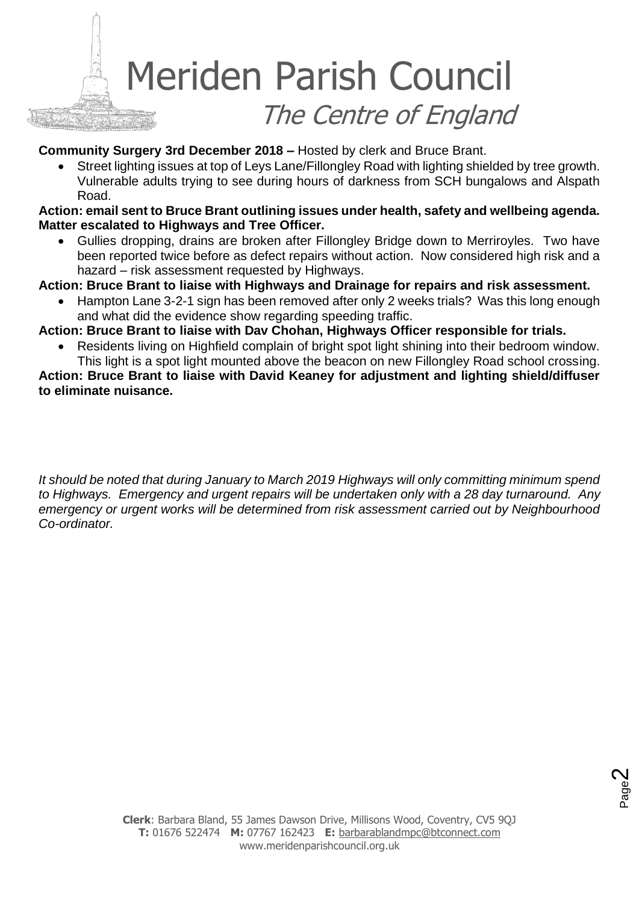**Community Surgery 3rd December 2018 –** Hosted by clerk and Bruce Brant.

- Street lighting issues at top of Leys Lane/Fillongley Road with lighting shielded by tree growth. Vulnerable adults trying to see during hours of darkness from SCH bungalows and Alspath Road.

**Action: email sent to Bruce Brant outlining issues under health, safety and wellbeing agenda. Matter escalated to Highways and Tree Officer.**

- Gullies dropping, drains are broken after Fillongley Bridge down to Merriroyles. Two have been reported twice before as defect repairs without action. Now considered high risk and a hazard – risk assessment requested by Highways.

**Action: Bruce Brant to liaise with Highways and Drainage for repairs and risk assessment.**

- Hampton Lane 3-2-1 sign has been removed after only 2 weeks trials? Was this long enough and what did the evidence show regarding speeding traffic.

**Action: Bruce Brant to liaise with Dav Chohan, Highways Officer responsible for trials.**

- Residents living on Highfield complain of bright spot light shining into their bedroom window. This light is a spot light mounted above the beacon on new Fillongley Road school crossing.

**Action: Bruce Brant to liaise with David Keaney for adjustment and lighting shield/diffuser to eliminate nuisance.**

*It should be noted that during January to March 2019 Highways will only committing minimum spend to Highways. Emergency and urgent repairs will be undertaken only with a 28 day turnaround. Any emergency or urgent works will be determined from risk assessment carried out by Neighbourhood Co-ordinator.*